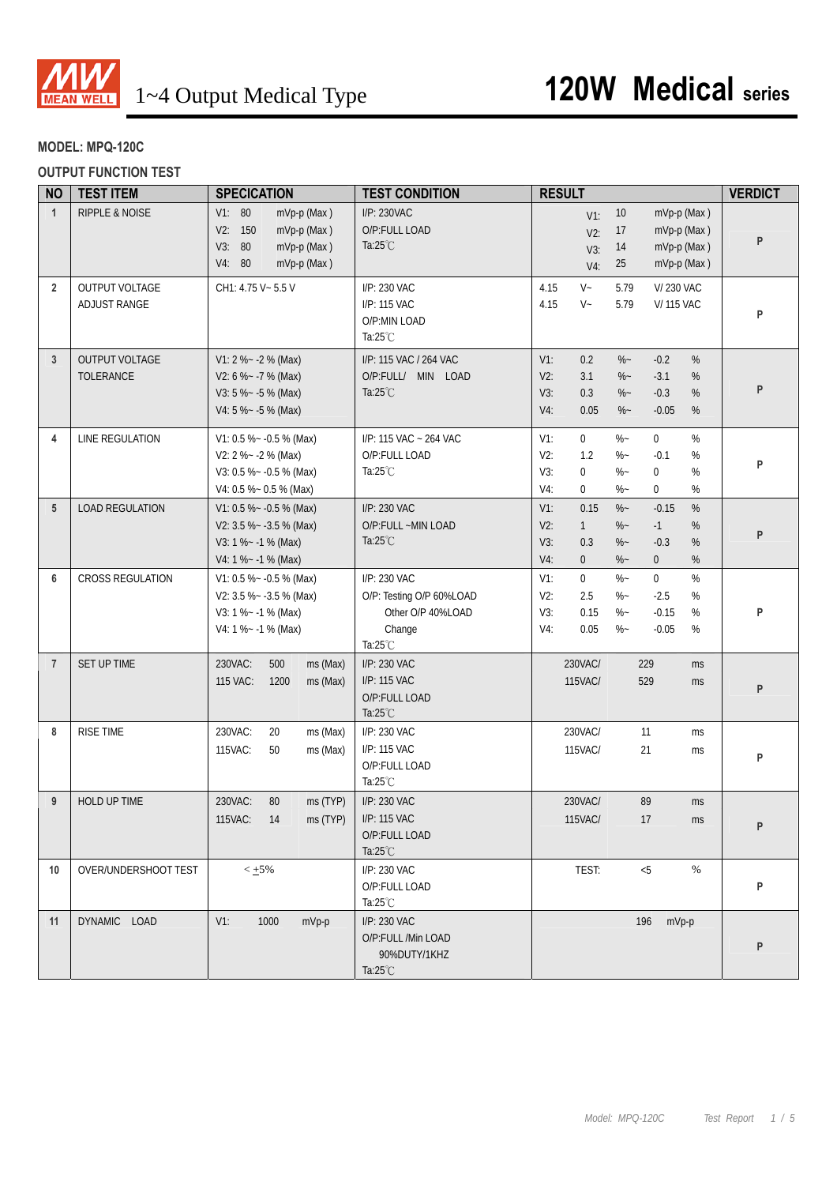# 1~4 Output Medical Type

# 120W Medical series

**MODEL: MPQ-120C**

**OUTPUT FUNCTION TEST**

| NO | TEST ITEM | SPECICATION | TEST CONDITION | RESULT | VERDICT |
|---|---|---|---|---|---|
| 1 | RIPPLE & NOISE | V1: 80 mVp-p (Max)<br>V2: 150 mVp-p (Max)<br>V3: 80 mVp-p (Max)<br>V4: 80 mVp-p (Max) | I/P: 230VAC<br>O/P:FULL LOAD<br>Ta:25℃ | V1: 10 mVp-p (Max)<br>V2: 17 mVp-p (Max)<br>V3: 14 mVp-p (Max)<br>V4: 25 mVp-p (Max) | P |
| 2 | OUTPUT VOLTAGE ADJUST RANGE | CH1: 4.75 V~ 5.5 V | I/P: 230 VAC<br>I/P: 115 VAC<br>O/P:MIN LOAD<br>Ta:25℃ | 4.15 V~ 5.79 V/ 230 VAC<br>4.15 V~ 5.79 V/ 115 VAC | P |
| 3 | OUTPUT VOLTAGE TOLERANCE | V1: 2 %~ -2 % (Max)<br>V2: 6 %~ -7 % (Max)<br>V3: 5 %~ -5 % (Max)<br>V4: 5 %~ -5 % (Max) | I/P: 115 VAC / 264 VAC<br>O/P:FULL/ MIN LOAD<br>Ta:25℃ | V1: 0.2 %~ -0.2 %<br>V2: 3.1 %~ -3.1 %<br>V3: 0.3 %~ -0.3 %<br>V4: 0.05 %~ -0.05 % | P |
| 4 | LINE REGULATION | V1: 0.5 %~ -0.5 % (Max)<br>V2: 2 %~ -2 % (Max)<br>V3: 0.5 %~ -0.5 % (Max)<br>V4: 0.5 %~ 0.5 % (Max) | I/P: 115 VAC ~ 264 VAC<br>O/P:FULL LOAD<br>Ta:25℃ | V1: 0 %~ 0 %<br>V2: 1.2 %~ -0.1 %<br>V3: 0 %~ 0 %<br>V4: 0 %~ 0 % | P |
| 5 | LOAD REGULATION | V1: 0.5 %~ -0.5 % (Max)<br>V2: 3.5 %~ -3.5 % (Max)<br>V3: 1 %~ -1 % (Max)<br>V4: 1 %~ -1 % (Max) | I/P: 230 VAC<br>O/P:FULL ~MIN LOAD<br>Ta:25℃ | V1: 0.15 %~ -0.15 %<br>V2: 1 %~ -1 %<br>V3: 0.3 %~ -0.3 %<br>V4: 0 %~ 0 % | P |
| 6 | CROSS REGULATION | V1: 0.5 %~ -0.5 % (Max)<br>V2: 3.5 %~ -3.5 % (Max)<br>V3: 1 %~ -1 % (Max)<br>V4: 1 %~ -1 % (Max) | I/P: 230 VAC<br>O/P: Testing O/P 60%LOAD<br>Other O/P 40%LOAD<br>Change<br>Ta:25℃ | V1: 0 %~ 0 %<br>V2: 2.5 %~ -2.5 %<br>V3: 0.15 %~ -0.15 %<br>V4: 0.05 %~ -0.05 % | P |
| 7 | SET UP TIME | 230VAC: 500 ms (Max)<br>115 VAC: 1200 ms (Max) | I/P: 230 VAC<br>I/P: 115 VAC<br>O/P:FULL LOAD<br>Ta:25℃ | 230VAC/ 229 ms<br>115VAC/ 529 ms | P |
| 8 | RISE TIME | 230VAC: 20 ms (Max)<br>115VAC: 50 ms (Max) | I/P: 230 VAC<br>I/P: 115 VAC<br>O/P:FULL LOAD<br>Ta:25℃ | 230VAC/ 11 ms<br>115VAC/ 21 ms | P |
| 9 | HOLD UP TIME | 230VAC: 80 ms (TYP)<br>115VAC: 14 ms (TYP) | I/P: 230 VAC<br>I/P: 115 VAC<br>O/P:FULL LOAD<br>Ta:25℃ | 230VAC/ 89 ms<br>115VAC/ 17 ms | P |
| 10 | OVER/UNDERSHOOT TEST | < ±5% | I/P: 230 VAC<br>O/P:FULL LOAD<br>Ta:25℃ | TEST: <5 % | P |
| 11 | DYNAMIC LOAD | V1: 1000 mVp-p | I/P: 230 VAC<br>O/P:FULL /Min LOAD<br>90%DUTY/1KHZ<br>Ta:25℃ | 196 mVp-p | P |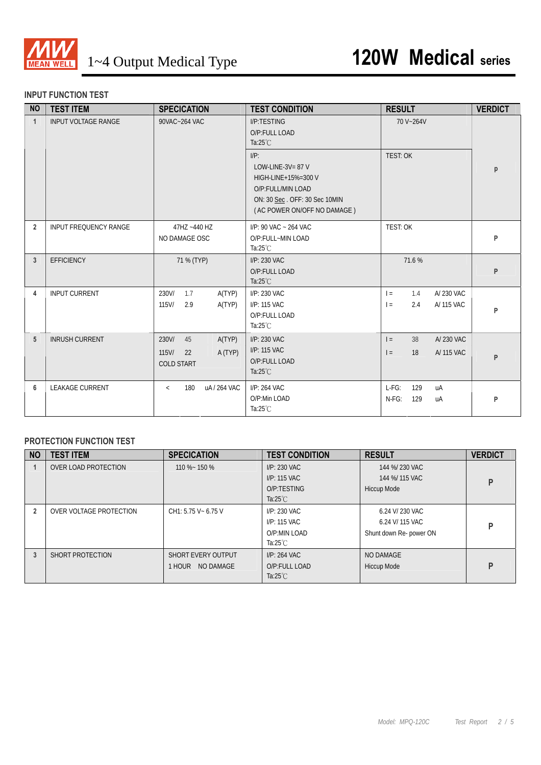1~4 Output Medical Type

# 120W Medical series

## INPUT FUNCTION TEST

| NO | TEST ITEM | SPECICATION | TEST CONDITION | RESULT | VERDICT |
|---|---|---|---|---|---|
| 1 | INPUT VOLTAGE RANGE | 90VAC~264 VAC | I/P:TESTING<br>O/P:FULL LOAD<br>Ta:25℃ | 70 V~264V | P |
| | | | I/P:<br>LOW-LINE-3V= 87 V<br>HIGH-LINE+15%=300 V<br>O/P:FULL/MIN LOAD<br>ON: 30 Sec . OFF: 30 Sec 10MIN<br>( AC POWER ON/OFF NO DAMAGE ) | TEST: OK | |
| 2 | INPUT FREQUENCY RANGE | 47HZ ~440 HZ<br>NO DAMAGE OSC | I/P: 90 VAC ~ 264 VAC<br>O/P:FULL~MIN LOAD<br>Ta:25℃ | TEST: OK | P |
| 3 | EFFICIENCY | 71 % (TYP) | I/P: 230 VAC<br>O/P:FULL LOAD<br>Ta:25℃ | 71.6 % | P |
| 4 | INPUT CURRENT | 230V/ 1.7 A(TYP)<br>115V/ 2.9 A(TYP) | I/P: 230 VAC<br>I/P: 115 VAC<br>O/P:FULL LOAD<br>Ta:25℃ | I = 1.4 A/ 230 VAC<br>I = 2.4 A/ 115 VAC | P |
| 5 | INRUSH CURRENT | 230V/ 45 A(TYP)<br>115V/ 22 A (TYP)<br>COLD START | I/P: 230 VAC<br>I/P: 115 VAC<br>O/P:FULL LOAD<br>Ta:25℃ | I = 38 A/ 230 VAC<br>I = 18 A/ 115 VAC | P |
| 6 | LEAKAGE CURRENT | < 180 uA / 264 VAC | I/P: 264 VAC<br>O/P:Min LOAD<br>Ta:25℃ | L-FG: 129 uA<br>N-FG: 129 uA | P |

## PROTECTION FUNCTION TEST

| NO | TEST ITEM | SPECICATION | TEST CONDITION | RESULT | VERDICT |
|---|---|---|---|---|---|
| 1 | OVER LOAD PROTECTION | 110 %~ 150 % | I/P: 230 VAC<br>I/P: 115 VAC<br>O/P:TESTING<br>Ta:25℃ | 144 %/ 230 VAC<br>144 %/ 115 VAC<br>Hiccup Mode | P |
| 2 | OVER VOLTAGE PROTECTION | CH1: 5.75 V~ 6.75 V | I/P: 230 VAC<br>I/P: 115 VAC<br>O/P:MIN LOAD<br>Ta:25℃ | 6.24 V/ 230 VAC<br>6.24 V/ 115 VAC<br>Shunt down Re- power ON | P |
| 3 | SHORT PROTECTION | SHORT EVERY OUTPUT<br>1 HOUR NO DAMAGE | I/P: 264 VAC<br>O/P:FULL LOAD<br>Ta:25℃ | NO DAMAGE<br>Hiccup Mode | P |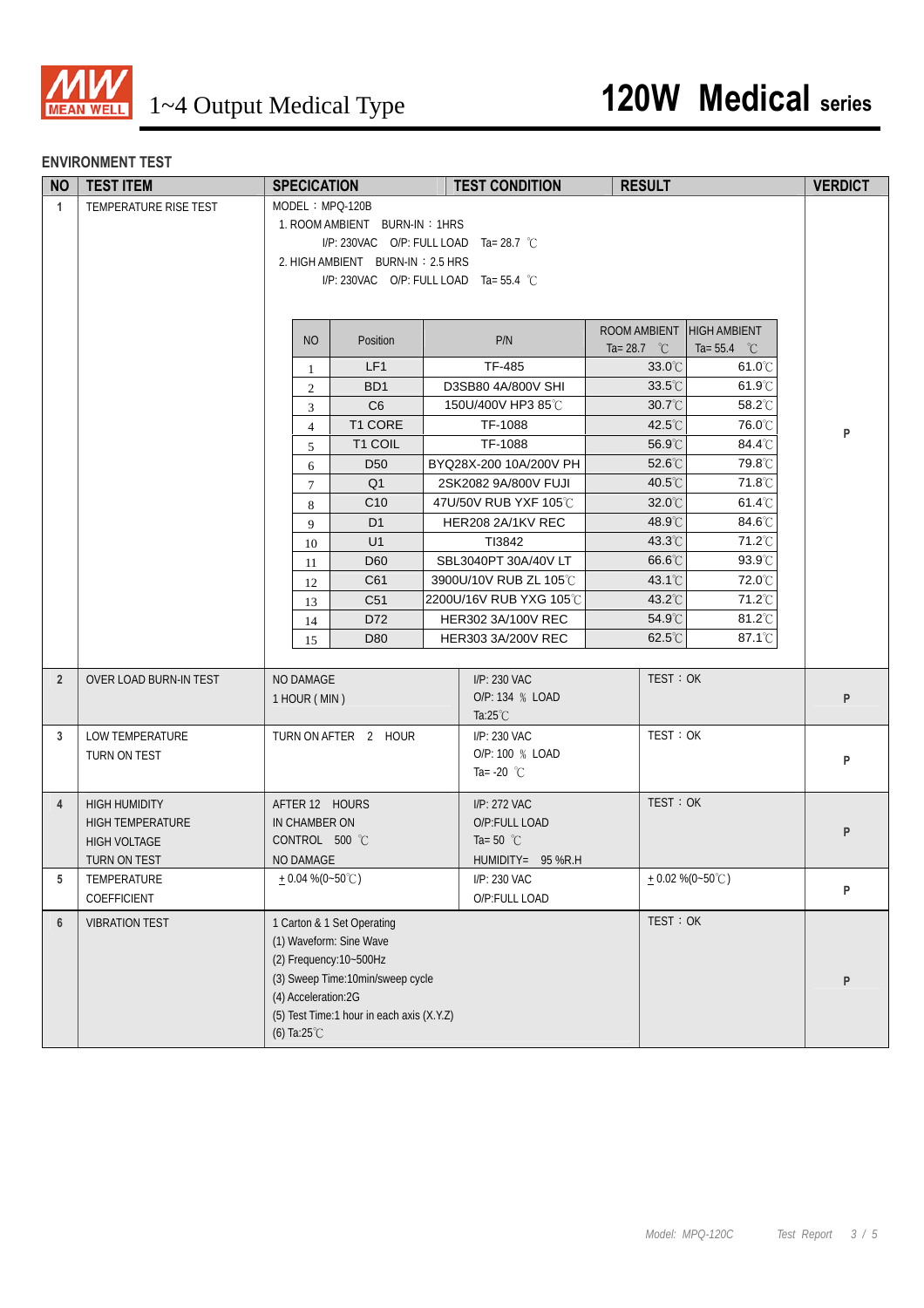# 1~4 Output Medical Type — 120W Medical series

## ENVIRONMENT TEST

| NO | TEST ITEM | SPECICATION | TEST CONDITION | RESULT | VERDICT |
|---|---|---|---|---|---|
| 1 | TEMPERATURE RISE TEST | MODEL：MPQ-120B<br>1. ROOM AMBIENT BURN-IN：1HRS<br>I/P: 230VAC O/P: FULL LOAD Ta= 28.7 ℃<br>2. HIGH AMBIENT BURN-IN：2.5 HRS<br>I/P: 230VAC O/P: FULL LOAD Ta= 55.4 ℃ | | | P |

| NO | Position | P/N | ROOM AMBIENT Ta= 28.7 ℃ | HIGH AMBIENT Ta= 55.4 ℃ |
|---|---|---|---|---|
| 1 | LF1 | TF-485 | 33.0℃ | 61.0℃ |
| 2 | BD1 | D3SB80 4A/800V SHI | 33.5℃ | 61.9℃ |
| 3 | C6 | 150U/400V HP3 85℃ | 30.7℃ | 58.2℃ |
| 4 | T1 CORE | TF-1088 | 42.5℃ | 76.0℃ |
| 5 | T1 COIL | TF-1088 | 56.9℃ | 84.4℃ |
| 6 | D50 | BYQ28X-200 10A/200V PH | 52.6℃ | 79.8℃ |
| 7 | Q1 | 2SK2082 9A/800V FUJI | 40.5℃ | 71.8℃ |
| 8 | C10 | 47U/50V RUB YXF 105℃ | 32.0℃ | 61.4℃ |
| 9 | D1 | HER208 2A/1KV REC | 48.9℃ | 84.6℃ |
| 10 | U1 | TI3842 | 43.3℃ | 71.2℃ |
| 11 | D60 | SBL3040PT 30A/40V LT | 66.6℃ | 93.9℃ |
| 12 | C61 | 3900U/10V RUB ZL 105℃ | 43.1℃ | 72.0℃ |
| 13 | C51 | 2200U/16V RUB YXG 105℃ | 43.2℃ | 71.2℃ |
| 14 | D72 | HER302 3A/100V REC | 54.9℃ | 81.2℃ |
| 15 | D80 | HER303 3A/200V REC | 62.5℃ | 87.1℃ |

| NO | TEST ITEM | SPECICATION | TEST CONDITION | RESULT | VERDICT |
|---|---|---|---|---|---|
| 2 | OVER LOAD BURN-IN TEST | NO DAMAGE<br>1 HOUR ( MIN ) | I/P: 230 VAC<br>O/P: 134 ％ LOAD<br>Ta:25℃ | TEST：OK | P |
| 3 | LOW TEMPERATURE TURN ON TEST | TURN ON AFTER 2 HOUR | I/P: 230 VAC<br>O/P: 100 ％ LOAD<br>Ta= -20 ℃ | TEST：OK | P |
| 4 | HIGH HUMIDITY<br>HIGH TEMPERATURE<br>HIGH VOLTAGE<br>TURN ON TEST | AFTER 12 HOURS<br>IN CHAMBER ON<br>CONTROL 500 ℃<br>NO DAMAGE | I/P: 272 VAC<br>O/P:FULL LOAD<br>Ta= 50 ℃<br>HUMIDITY= 95 %R.H | TEST：OK | P |
| 5 | TEMPERATURE COEFFICIENT | ± 0.04 %(0~50℃) | I/P: 230 VAC<br>O/P:FULL LOAD | ± 0.02 %(0~50℃) | P |
| 6 | VIBRATION TEST | 1 Carton & 1 Set Operating<br>(1) Waveform: Sine Wave<br>(2) Frequency:10~500Hz<br>(3) Sweep Time:10min/sweep cycle<br>(4) Acceleration:2G<br>(5) Test Time:1 hour in each axis (X.Y.Z)<br>(6) Ta:25℃ | | TEST：OK | P |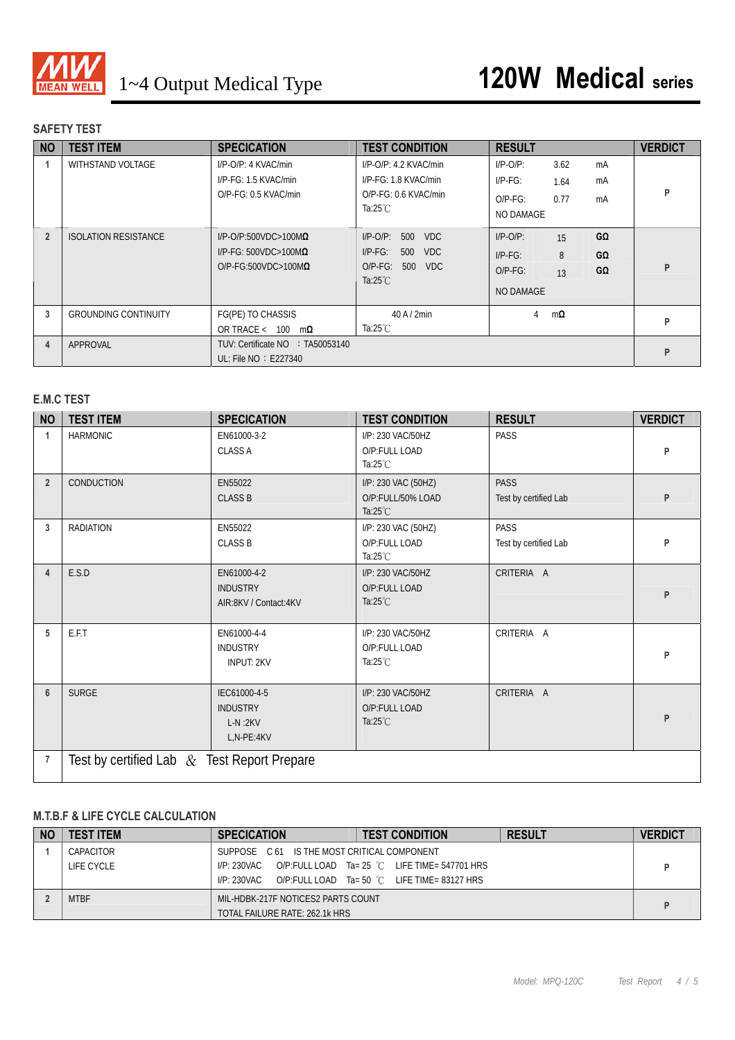# 1~4 Output Medical Type

# 120W Medical series

## SAFETY TEST

| NO | TEST ITEM | SPECICATION | TEST CONDITION | RESULT | VERDICT |
|---|---|---|---|---|---|
| 1 | WITHSTAND VOLTAGE | I/P-O/P: 4 KVAC/min<br>I/P-FG: 1.5 KVAC/min<br>O/P-FG: 0.5 KVAC/min | I/P-O/P: 4.2 KVAC/min<br>I/P-FG: 1.8 KVAC/min<br>O/P-FG: 0.6 KVAC/min<br>Ta:25℃ | I/P-O/P: 3.62 mA<br>I/P-FG: 1.64 mA<br>O/P-FG: 0.77 mA<br>NO DAMAGE | P |
| 2 | ISOLATION RESISTANCE | I/P-O/P:500VDC>100MΩ<br>I/P-FG: 500VDC>100MΩ<br>O/P-FG:500VDC>100MΩ | I/P-O/P: 500 VDC<br>I/P-FG: 500 VDC<br>O/P-FG: 500 VDC<br>Ta:25℃ | I/P-O/P: 15 GΩ<br>I/P-FG: 8 GΩ<br>O/P-FG: 13 GΩ<br>NO DAMAGE | P |
| 3 | GROUNDING CONTINUITY | FG(PE) TO CHASSIS<br>OR TRACE < 100 mΩ | 40 A / 2min<br>Ta:25℃ | 4 mΩ | P |
| 4 | APPROVAL | TUV: Certificate NO ：TA50053140<br>UL: File NO ：E227340 | | | P |

## E.M.C TEST

| NO | TEST ITEM | SPECICATION | TEST CONDITION | RESULT | VERDICT |
|---|---|---|---|---|---|
| 1 | HARMONIC | EN61000-3-2<br>CLASS A | I/P: 230 VAC/50HZ<br>O/P:FULL LOAD<br>Ta:25℃ | PASS | P |
| 2 | CONDUCTION | EN55022<br>CLASS B | I/P: 230 VAC (50HZ)<br>O/P:FULL/50% LOAD<br>Ta:25℃ | PASS<br>Test by certified Lab | P |
| 3 | RADIATION | EN55022<br>CLASS B | I/P: 230 VAC (50HZ)<br>O/P:FULL LOAD<br>Ta:25℃ | PASS<br>Test by certified Lab | P |
| 4 | E.S.D | EN61000-4-2<br>INDUSTRY<br>AIR:8KV / Contact:4KV | I/P: 230 VAC/50HZ<br>O/P:FULL LOAD<br>Ta:25℃ | CRITERIA A | P |
| 5 | E.F.T | EN61000-4-4<br>INDUSTRY<br>INPUT: 2KV | I/P: 230 VAC/50HZ<br>O/P:FULL LOAD<br>Ta:25℃ | CRITERIA A | P |
| 6 | SURGE | IEC61000-4-5<br>INDUSTRY<br>L-N :2KV<br>L,N-PE:4KV | I/P: 230 VAC/50HZ<br>O/P:FULL LOAD<br>Ta:25℃ | CRITERIA A | P |
| 7 | Test by certified Lab ＆ Test Report Prepare | | | | |

## M.T.B.F & LIFE CYCLE CALCULATION

| NO | TEST ITEM | SPECICATION | TEST CONDITION | RESULT | VERDICT |
|---|---|---|---|---|---|
| 1 | CAPACITOR LIFE CYCLE | SUPPOSE C61 IS THE MOST CRITICAL COMPONENT<br>I/P: 230VAC O/P:FULL LOAD Ta= 25 ℃ LIFE TIME= 547701 HRS<br>I/P: 230VAC O/P:FULL LOAD Ta= 50 ℃ LIFE TIME= 83127 HRS | | | P |
| 2 | MTBF | MIL-HDBK-217F NOTICES2 PARTS COUNT<br>TOTAL FAILURE RATE: 262.1k HRS | | | P |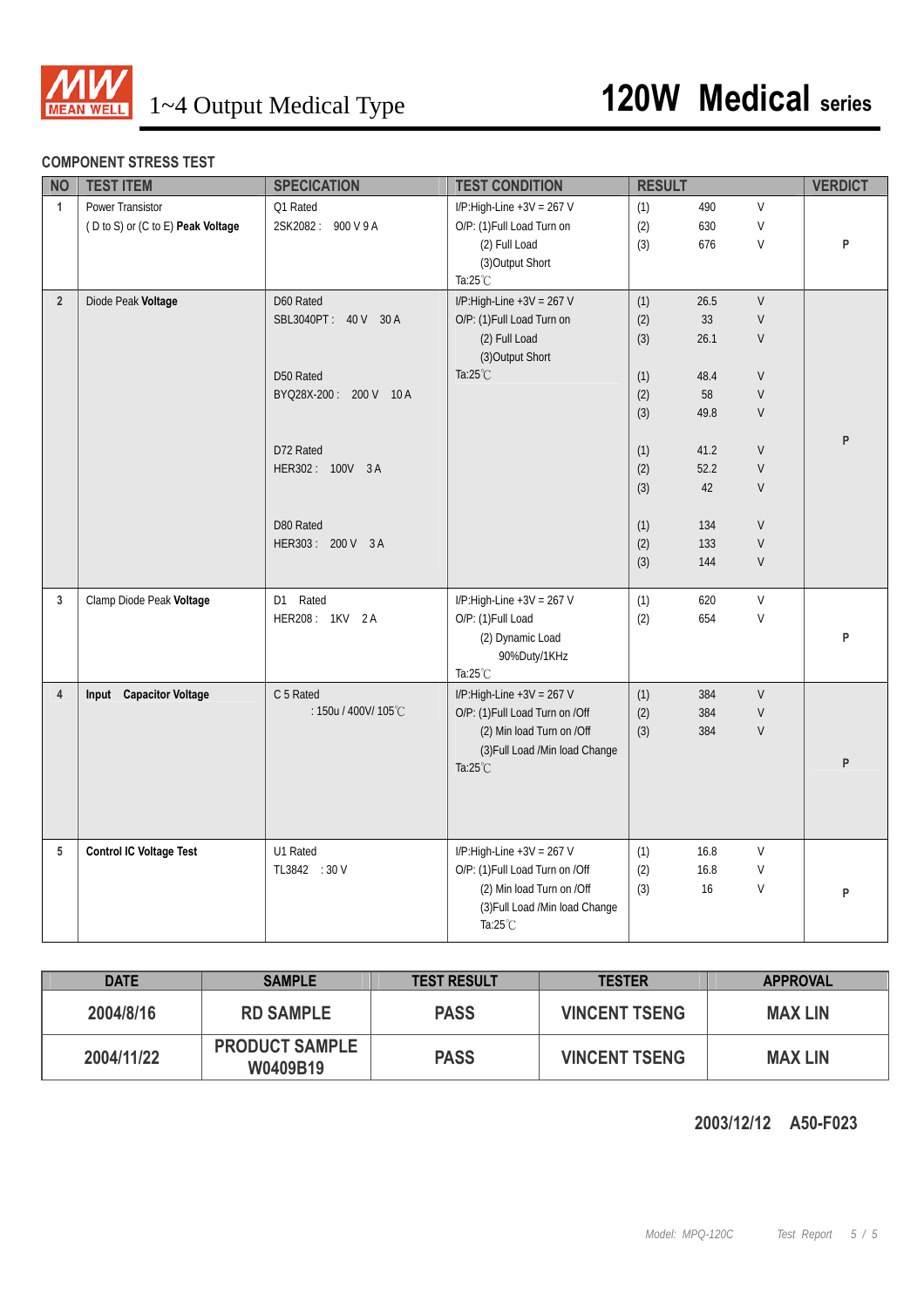## COMPONENT STRESS TEST

| NO | TEST ITEM | SPECICATION | TEST CONDITION | RESULT | | | VERDICT |
|---|---|---|---|---|---|---|---|
| 1 | Power Transistor ( D to S) or (C to E) **Peak Voltage** | Q1 Rated 2SK2082 : 900 V 9 A | I/P:High-Line +3V = 267 V O/P: (1)Full Load Turn on (2) Full Load (3)Output Short Ta:25℃ | (1) (2) (3) | 490 630 676 | V V V | P |
| 2 | Diode Peak **Voltage** | D60 Rated SBL3040PT : 40 V 30 A | I/P:High-Line +3V = 267 V O/P: (1)Full Load Turn on (2) Full Load (3)Output Short Ta:25℃ | (1) (2) (3) | 26.5 33 26.1 | V V V | P |
| | | D50 Rated BYQ28X-200 : 200 V 10 A | | (1) (2) (3) | 48.4 58 49.8 | V V V | |
| | | D72 Rated HER302 : 100V 3 A | | (1) (2) (3) | 41.2 52.2 42 | V V V | |
| | | D80 Rated HER303 : 200 V 3 A | | (1) (2) (3) | 134 133 144 | V V V | |
| 3 | Clamp Diode Peak **Voltage** | D1 Rated HER208 : 1KV 2 A | I/P:High-Line +3V = 267 V O/P: (1)Full Load (2) Dynamic Load 90%Duty/1KHz Ta:25℃ | (1) (2) | 620 654 | V V | P |
| 4 | **Input Capacitor Voltage** | C 5 Rated : 150u / 400V/ 105℃ | I/P:High-Line +3V = 267 V O/P: (1)Full Load Turn on /Off (2) Min load Turn on /Off (3)Full Load /Min load Change Ta:25℃ | (1) (2) (3) | 384 384 384 | V V V | P |
| 5 | **Control IC Voltage Test** | U1 Rated TL3842 : 30 V | I/P:High-Line +3V = 267 V O/P: (1)Full Load Turn on /Off (2) Min load Turn on /Off (3)Full Load /Min load Change Ta:25℃ | (1) (2) (3) | 16.8 16.8 16 | V V V | P |

| DATE | SAMPLE | TEST RESULT | TESTER | APPROVAL |
|---|---|---|---|---|
| 2004/8/16 | RD SAMPLE | PASS | VINCENT TSENG | MAX LIN |
| 2004/11/22 | PRODUCT SAMPLE W0409B19 | PASS | VINCENT TSENG | MAX LIN |

**2003/12/12 A50-F023**